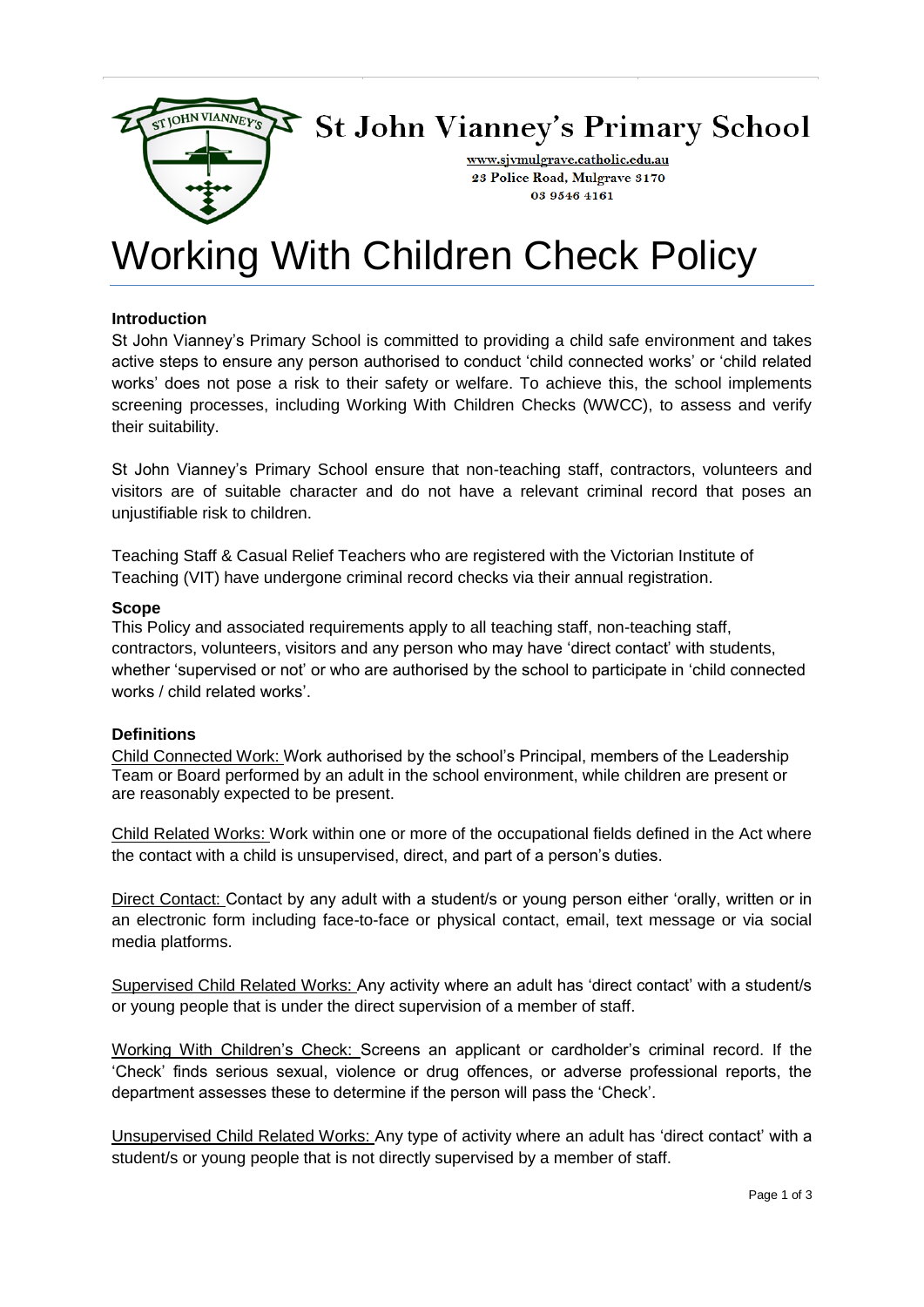# St John Vianney's Primary School

www.sjvmulgrave.catholic.edu.au
23 Police Road, Mulgrave 3170
03 9546 4161

# Working With Children Check Policy

**Introduction**

St John Vianney's Primary School is committed to providing a child safe environment and takes active steps to ensure any person authorised to conduct 'child connected works' or 'child related works' does not pose a risk to their safety or welfare. To achieve this, the school implements screening processes, including Working With Children Checks (WWCC), to assess and verify their suitability.

St John Vianney's Primary School ensure that non-teaching staff, contractors, volunteers and visitors are of suitable character and do not have a relevant criminal record that poses an unjustifiable risk to children.

Teaching Staff & Casual Relief Teachers who are registered with the Victorian Institute of Teaching (VIT) have undergone criminal record checks via their annual registration.

**Scope**

This Policy and associated requirements apply to all teaching staff, non-teaching staff, contractors, volunteers, visitors and any person who may have 'direct contact' with students, whether 'supervised or not' or who are authorised by the school to participate in 'child connected works / child related works'.

**Definitions**

Child Connected Work: Work authorised by the school's Principal, members of the Leadership Team or Board performed by an adult in the school environment, while children are present or are reasonably expected to be present.

Child Related Works: Work within one or more of the occupational fields defined in the Act where the contact with a child is unsupervised, direct, and part of a person's duties.

Direct Contact: Contact by any adult with a student/s or young person either 'orally, written or in an electronic form including face-to-face or physical contact, email, text message or via social media platforms.

Supervised Child Related Works: Any activity where an adult has 'direct contact' with a student/s or young people that is under the direct supervision of a member of staff.

Working With Children's Check: Screens an applicant or cardholder's criminal record. If the 'Check' finds serious sexual, violence or drug offences, or adverse professional reports, the department assesses these to determine if the person will pass the 'Check'.

Unsupervised Child Related Works: Any type of activity where an adult has 'direct contact' with a student/s or young people that is not directly supervised by a member of staff.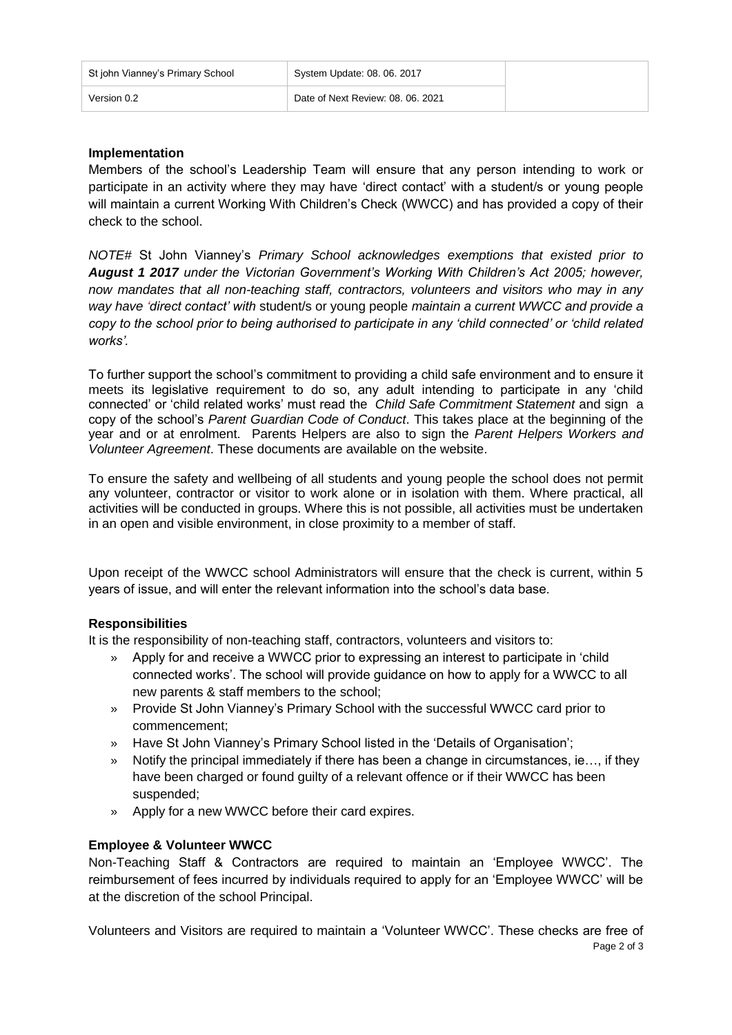| St john Vianney's Primary School | System Update: 08. 06. 2017 | |
|---|---|---|
| Version 0.2 | Date of Next Review: 08. 06. 2021 | |

### Implementation

Members of the school's Leadership Team will ensure that any person intending to work or participate in an activity where they may have 'direct contact' with a student/s or young people will maintain a current Working With Children's Check (WWCC) and has provided a copy of their check to the school.

*NOTE#* St John Vianney's *Primary School acknowledges exemptions that existed prior to **August 1 2017** under the Victorian Government's Working With Children's Act 2005; however, now mandates that all non-teaching staff, contractors, volunteers and visitors who may in any way have 'direct contact' with* student/s or young people *maintain a current WWCC and provide a copy to the school prior to being authorised to participate in any 'child connected' or 'child related works'.*

To further support the school's commitment to providing a child safe environment and to ensure it meets its legislative requirement to do so, any adult intending to participate in any 'child connected' or 'child related works' must read the *Child Safe Commitment Statement* and sign a copy of the school's *Parent Guardian Code of Conduct*. This takes place at the beginning of the year and or at enrolment. Parents Helpers are also to sign the *Parent Helpers Workers and Volunteer Agreement*. These documents are available on the website.

To ensure the safety and wellbeing of all students and young people the school does not permit any volunteer, contractor or visitor to work alone or in isolation with them. Where practical, all activities will be conducted in groups. Where this is not possible, all activities must be undertaken in an open and visible environment, in close proximity to a member of staff.

Upon receipt of the WWCC school Administrators will ensure that the check is current, within 5 years of issue, and will enter the relevant information into the school's data base.

### Responsibilities

It is the responsibility of non-teaching staff, contractors, volunteers and visitors to:

- Apply for and receive a WWCC prior to expressing an interest to participate in 'child connected works'. The school will provide guidance on how to apply for a WWCC to all new parents & staff members to the school;
- Provide St John Vianney's Primary School with the successful WWCC card prior to commencement;
- Have St John Vianney's Primary School listed in the 'Details of Organisation';
- Notify the principal immediately if there has been a change in circumstances, ie…, if they have been charged or found guilty of a relevant offence or if their WWCC has been suspended;
- Apply for a new WWCC before their card expires.

### Employee & Volunteer WWCC

Non-Teaching Staff & Contractors are required to maintain an 'Employee WWCC'. The reimbursement of fees incurred by individuals required to apply for an 'Employee WWCC' will be at the discretion of the school Principal.

Volunteers and Visitors are required to maintain a 'Volunteer WWCC'. These checks are free of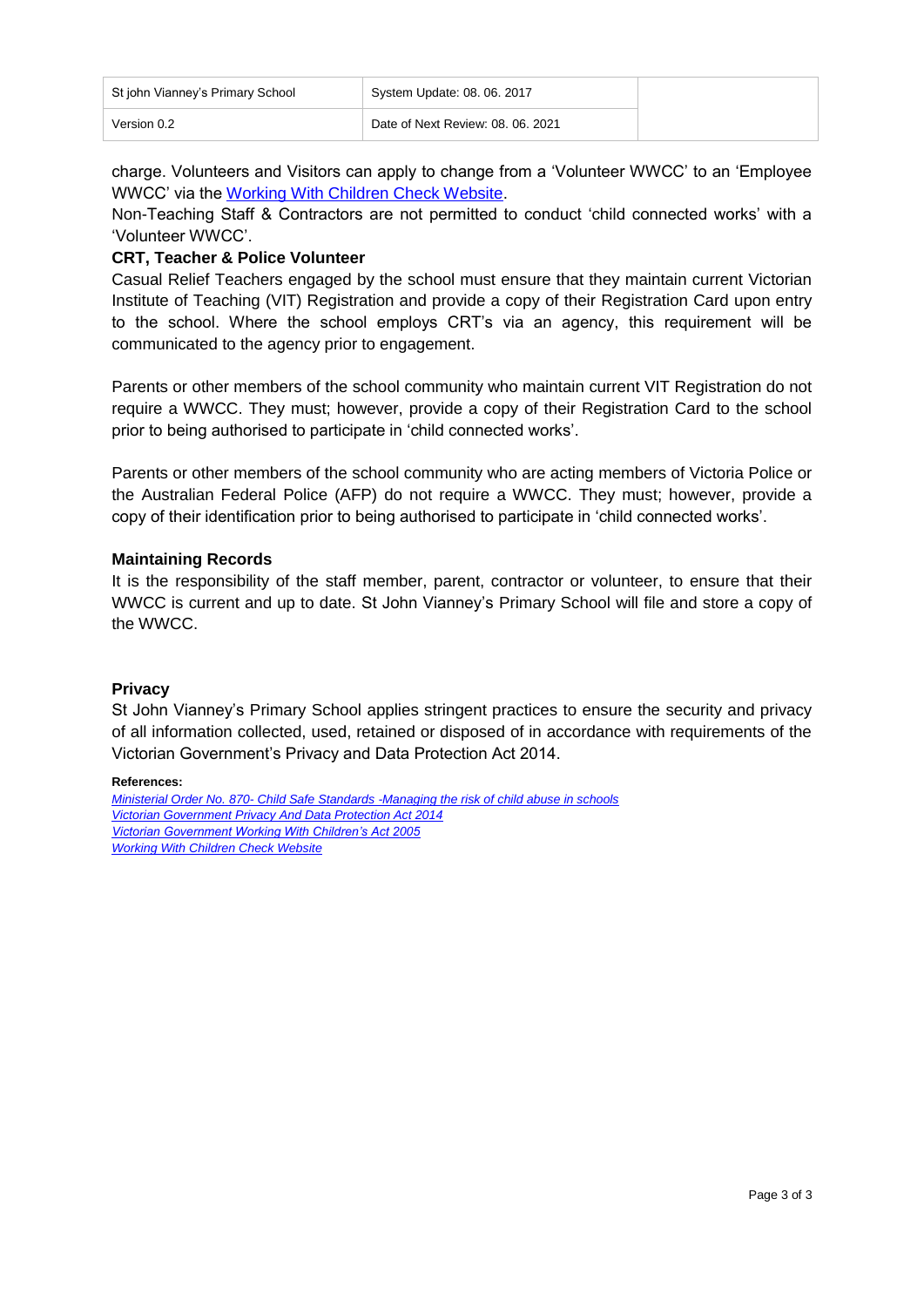charge. Volunteers and Visitors can apply to change from a 'Volunteer WWCC' to an 'Employee WWCC' via the [Working With Children Check Website](#).

Non-Teaching Staff & Contractors are not permitted to conduct 'child connected works' with a 'Volunteer WWCC'.

**CRT, Teacher & Police Volunteer**

Casual Relief Teachers engaged by the school must ensure that they maintain current Victorian Institute of Teaching (VIT) Registration and provide a copy of their Registration Card upon entry to the school. Where the school employs CRT's via an agency, this requirement will be communicated to the agency prior to engagement.

Parents or other members of the school community who maintain current VIT Registration do not require a WWCC. They must; however, provide a copy of their Registration Card to the school prior to being authorised to participate in 'child connected works'.

Parents or other members of the school community who are acting members of Victoria Police or the Australian Federal Police (AFP) do not require a WWCC. They must; however, provide a copy of their identification prior to being authorised to participate in 'child connected works'.

**Maintaining Records**

It is the responsibility of the staff member, parent, contractor or volunteer, to ensure that their WWCC is current and up to date. St John Vianney's Primary School will file and store a copy of the WWCC.

**Privacy**

St John Vianney's Primary School applies stringent practices to ensure the security and privacy of all information collected, used, retained or disposed of in accordance with requirements of the Victorian Government's Privacy and Data Protection Act 2014.

**References:**

*Ministerial Order No. 870- Child Safe Standards -Managing the risk of child abuse in schools*
*Victorian Government Privacy And Data Protection Act 2014*
*Victorian Government Working With Children's Act 2005*
*Working With Children Check Website*